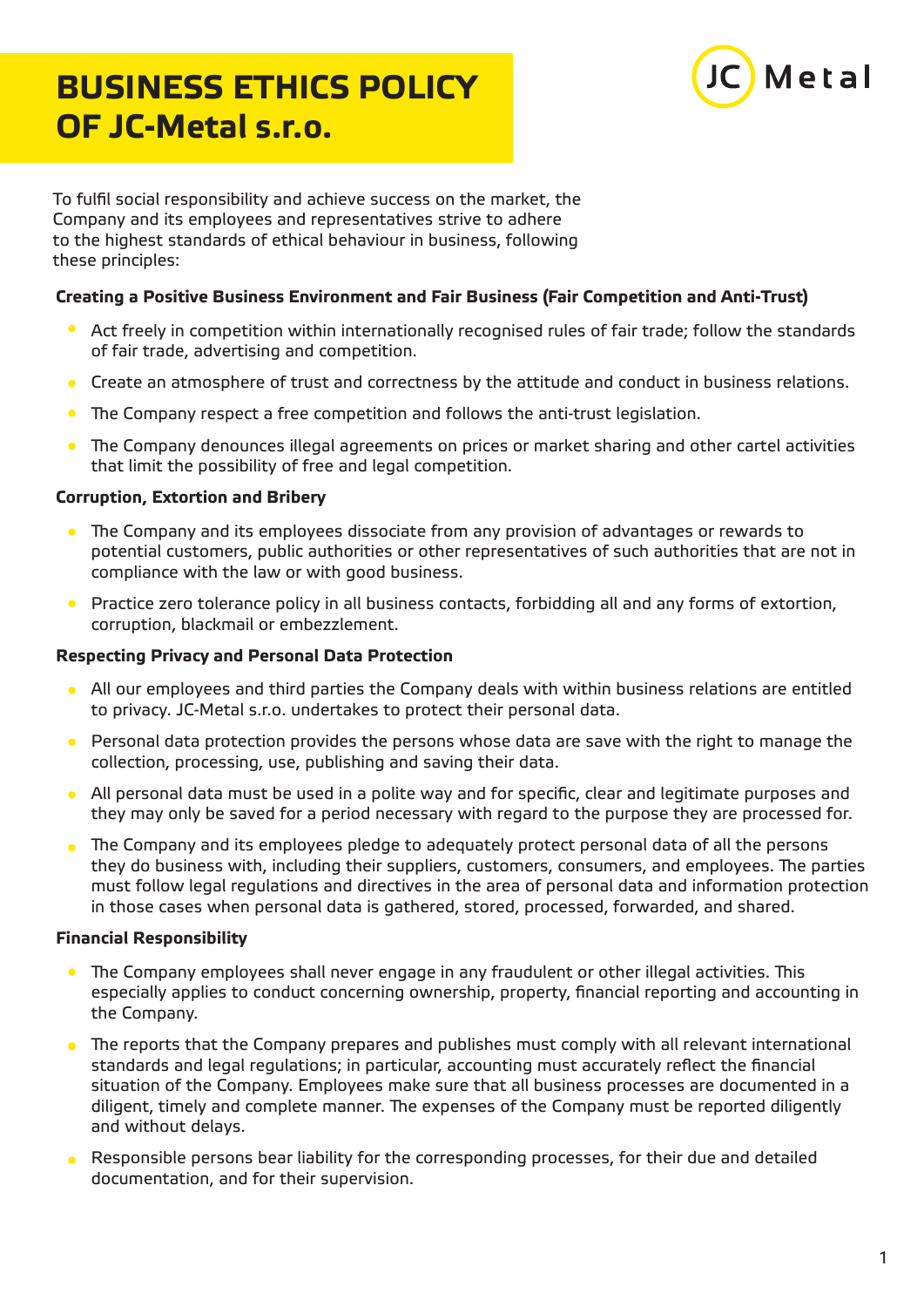# BUSINESS ETHICS POLICY OF JC-Metal s.r.o.

To fulfil social responsibility and achieve success on the market, the Company and its employees and representatives strive to adhere to the highest standards of ethical behaviour in business, following these principles:

**Creating a Positive Business Environment and Fair Business (Fair Competition and Anti-Trust)**

- Act freely in competition within internationally recognised rules of fair trade; follow the standards of fair trade, advertising and competition.
- Create an atmosphere of trust and correctness by the attitude and conduct in business relations.
- The Company respect a free competition and follows the anti-trust legislation.
- The Company denounces illegal agreements on prices or market sharing and other cartel activities that limit the possibility of free and legal competition.

**Corruption, Extortion and Bribery**

- The Company and its employees dissociate from any provision of advantages or rewards to potential customers, public authorities or other representatives of such authorities that are not in compliance with the law or with good business.
- Practice zero tolerance policy in all business contacts, forbidding all and any forms of extortion, corruption, blackmail or embezzlement.

**Respecting Privacy and Personal Data Protection**

- All our employees and third parties the Company deals with within business relations are entitled to privacy. JC-Metal s.r.o. undertakes to protect their personal data.
- Personal data protection provides the persons whose data are save with the right to manage the collection, processing, use, publishing and saving their data.
- All personal data must be used in a polite way and for specific, clear and legitimate purposes and they may only be saved for a period necessary with regard to the purpose they are processed for.
- The Company and its employees pledge to adequately protect personal data of all the persons they do business with, including their suppliers, customers, consumers, and employees. The parties must follow legal regulations and directives in the area of personal data and information protection in those cases when personal data is gathered, stored, processed, forwarded, and shared.

**Financial Responsibility**

- The Company employees shall never engage in any fraudulent or other illegal activities. This especially applies to conduct concerning ownership, property, financial reporting and accounting in the Company.
- The reports that the Company prepares and publishes must comply with all relevant international standards and legal regulations; in particular, accounting must accurately reflect the financial situation of the Company. Employees make sure that all business processes are documented in a diligent, timely and complete manner. The expenses of the Company must be reported diligently and without delays.
- Responsible persons bear liability for the corresponding processes, for their due and detailed documentation, and for their supervision.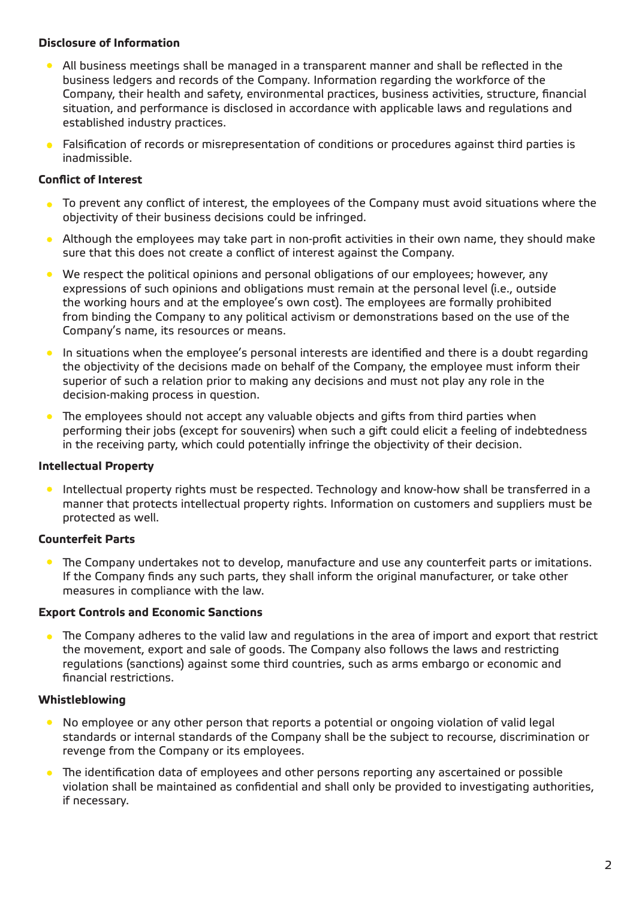**Disclosure of Information**

- All business meetings shall be managed in a transparent manner and shall be reflected in the business ledgers and records of the Company. Information regarding the workforce of the Company, their health and safety, environmental practices, business activities, structure, financial situation, and performance is disclosed in accordance with applicable laws and regulations and established industry practices.
- Falsification of records or misrepresentation of conditions or procedures against third parties is inadmissible.

**Conflict of Interest**

- To prevent any conflict of interest, the employees of the Company must avoid situations where the objectivity of their business decisions could be infringed.
- Although the employees may take part in non-profit activities in their own name, they should make sure that this does not create a conflict of interest against the Company.
- We respect the political opinions and personal obligations of our employees; however, any expressions of such opinions and obligations must remain at the personal level (i.e., outside the working hours and at the employee's own cost). The employees are formally prohibited from binding the Company to any political activism or demonstrations based on the use of the Company's name, its resources or means.
- In situations when the employee's personal interests are identified and there is a doubt regarding the objectivity of the decisions made on behalf of the Company, the employee must inform their superior of such a relation prior to making any decisions and must not play any role in the decision-making process in question.
- The employees should not accept any valuable objects and gifts from third parties when performing their jobs (except for souvenirs) when such a gift could elicit a feeling of indebtedness in the receiving party, which could potentially infringe the objectivity of their decision.

**Intellectual Property**

- Intellectual property rights must be respected. Technology and know-how shall be transferred in a manner that protects intellectual property rights. Information on customers and suppliers must be protected as well.

**Counterfeit Parts**

- The Company undertakes not to develop, manufacture and use any counterfeit parts or imitations. If the Company finds any such parts, they shall inform the original manufacturer, or take other measures in compliance with the law.

**Export Controls and Economic Sanctions**

- The Company adheres to the valid law and regulations in the area of import and export that restrict the movement, export and sale of goods. The Company also follows the laws and restricting regulations (sanctions) against some third countries, such as arms embargo or economic and financial restrictions.

**Whistleblowing**

- No employee or any other person that reports a potential or ongoing violation of valid legal standards or internal standards of the Company shall be the subject to recourse, discrimination or revenge from the Company or its employees.
- The identification data of employees and other persons reporting any ascertained or possible violation shall be maintained as confidential and shall only be provided to investigating authorities, if necessary.